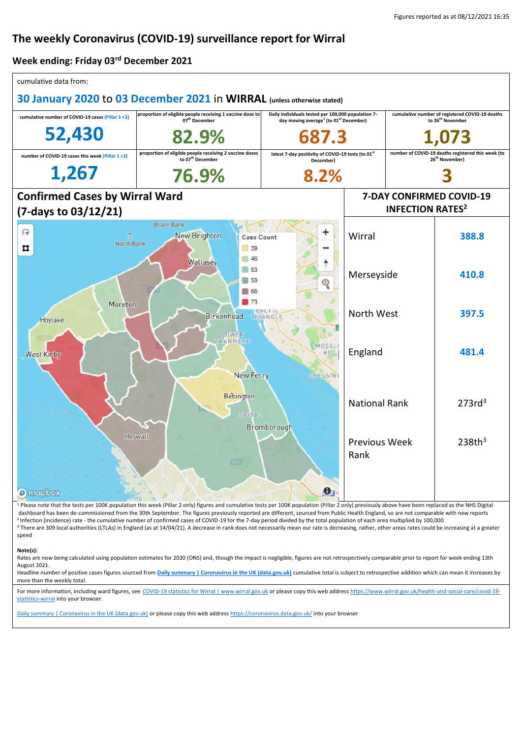Figures reported as at 08/12/2021 16:35

# The weekly Coronavirus (COVID-19) surveillance report for Wirral

## Week ending: Friday 03rd December 2021

cumulative data from:

**30 January 2020 to 03 December 2021 in WIRRAL (unless otherwise stated)**

| cumulative number of COVID-19 cases (Pillar 1 +2) | proportion of eligible people receiving 1 vaccine dose to 07th December | Daily individuals tested per 100,000 population 7-day moving average[1] (to 01st December) | cumulative number of registered COVID-19 deaths to 26th November |
|---|---|---|---|
| **52,430** | **82.9%** | **687.3** | **1,073** |
| **number of COVID-19 cases this week (Pillar 1 +2)** | **proportion of eligible people receiving 2 vaccine doses to 07th December** | **latest 7-day positivity of COVID-19 tests (to 01st December)** | **number of COVID-19 deaths registered this week (to 26th November)** |
| **1,267** | **76.9%** | **8.2%** | **3** |

## Confirmed Cases by Wirral Ward (7-days to 03/12/21)

Case Count: 39, 46, 53, 59, 66, 73

## 7-DAY CONFIRMED COVID-19 INFECTION RATES[2]

| Area | Rate |
|---|---|
| Wirral | 388.8 |
| Merseyside | 410.8 |
| North West | 397.5 |
| England | 481.4 |
| National Rank | 273rd[3] |
| Previous Week Rank | 238th[3] |

[1] Please note that the tests per 100K population this week (Pillar 2 only) figures and cumulative tests per 100K population (Pillar 2 only) previously above have been replaced as the NHS Digital dashboard has been de-commissioned from the 30th September. The figures previously reported are different, sourced from Public Health England, so are not comparable with new reports

[2] Infection (incidence) rate - the cumulative number of confirmed cases of COVID-19 for the 7-day period divided by the total population of each area multiplied by 100,000

[3] There are 309 local authorities (LTLAs) in England (as at 14/04/21). A decrease in rank does not necessarily mean our rate is decreasing, rather, other areas rates could be increasing at a greater speed

**Note(s):**

Rates are now being calculated using population estimates for 2020 (ONS) and, though the impact is negligible, figures are not retrospectively comparable prior to report for week ending 13th August 2021.

Headline number of positive cases figures sourced from **Daily summary | Coronavirus in the UK (data.gov.uk)** cumulative total is subject to retrospective addition which can mean it increases by more than the weekly total.

For more information, including ward figures, see COVID-19 statistics for Wirral | www.wirral.gov.uk or please copy this web address https://www.wirral.gov.uk/health-and-social-care/covid-19-statistics-wirral into your browser.

Daily summary | Coronavirus in the UK (data.gov.uk) or please copy this web address https://coronavirus.data.gov.uk/ into your browser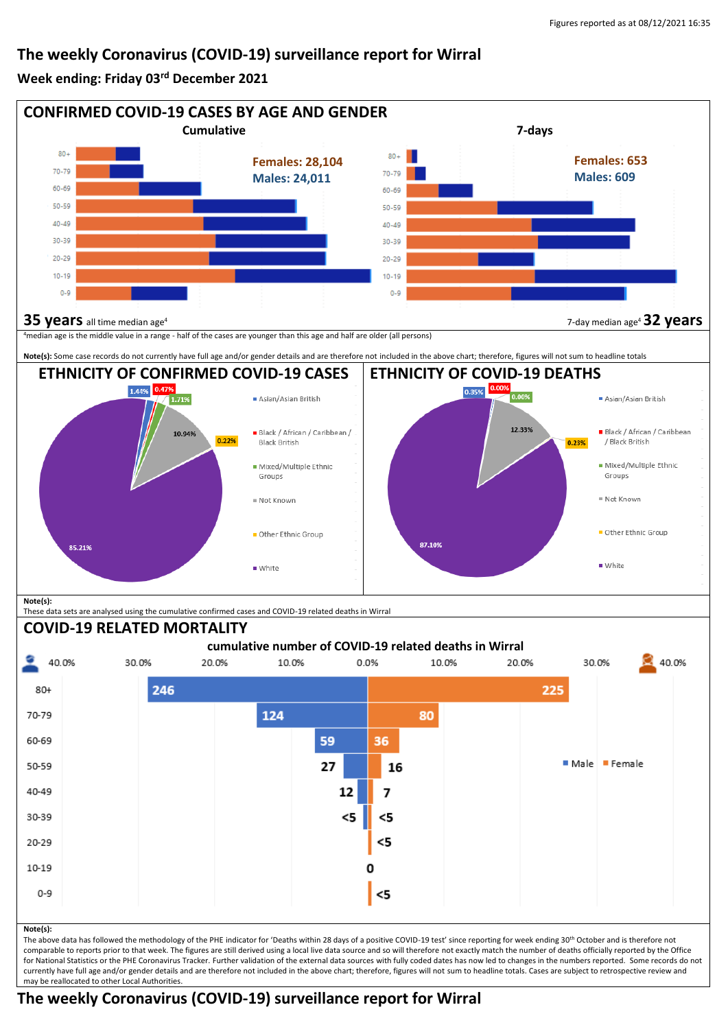Figures reported as at 08/12/2021 16:35

# The weekly Coronavirus (COVID-19) surveillance report for Wirral

**Week ending: Friday 03rd December 2021**

## CONFIRMED COVID-19 CASES BY AGE AND GENDER

**Cumulative**

Females: 28,104
Males: 24,011

**7-days**

Females: 653
Males: 609

**35 years** all time median age[4]

7-day median age[4] **32 years**

[4]median age is the middle value in a range - half of the cases are younger than this age and half are older (all persons)

**Note(s):** Some case records do not currently have full age and/or gender details and are therefore not included in the above chart; therefore, figures will not sum to headline totals

## ETHNICITY OF CONFIRMED COVID-19 CASES

| Ethnicity | % |
|---|---|
| Asian/Asian British | 1.44% |
| Black / African / Caribbean / Black British | 0.47% |
| Mixed/Multiple Ethnic Groups | 1.71% |
| Not Known | 10.94% |
| Other Ethnic Group | 0.22% |
| White | 85.21% |

## ETHNICITY OF COVID-19 DEATHS

| Ethnicity | % |
|---|---|
| Asian/Asian British | 0.35% |
| Black / African / Caribbean / Black British | 0.00% |
| Mixed/Multiple Ethnic Groups | 0.00% |
| Not Known | 12.33% |
| Other Ethnic Group | 0.23% |
| White | 87.10% |

**Note(s):**
These data sets are analysed using the cumulative confirmed cases and COVID-19 related deaths in Wirral

## COVID-19 RELATED MORTALITY

**cumulative number of COVID-19 related deaths in Wirral**

| Age | Male | Female |
|---|---|---|
| 80+ | 246 | 225 |
| 70-79 | 124 | 80 |
| 60-69 | 59 | 36 |
| 50-59 | 27 | 16 |
| 40-49 | 12 | 7 |
| 30-39 | <5 | <5 |
| 20-29 | | <5 |
| 10-19 | 0 | |
| 0-9 | | <5 |

**Note(s):**
The above data has followed the methodology of the PHE indicator for 'Deaths within 28 days of a positive COVID-19 test' since reporting for week ending 30th October and is therefore not comparable to reports prior to that week. The figures are still derived using a local live data source and so will therefore not exactly match the number of deaths officially reported by the Office for National Statistics or the PHE Coronavirus Tracker. Further validation of the external data sources with fully coded dates has now led to changes in the numbers reported. Some records do not currently have full age and/or gender details and are therefore not included in the above chart; therefore, figures will not sum to headline totals. Cases are subject to retrospective review and may be reallocated to other Local Authorities.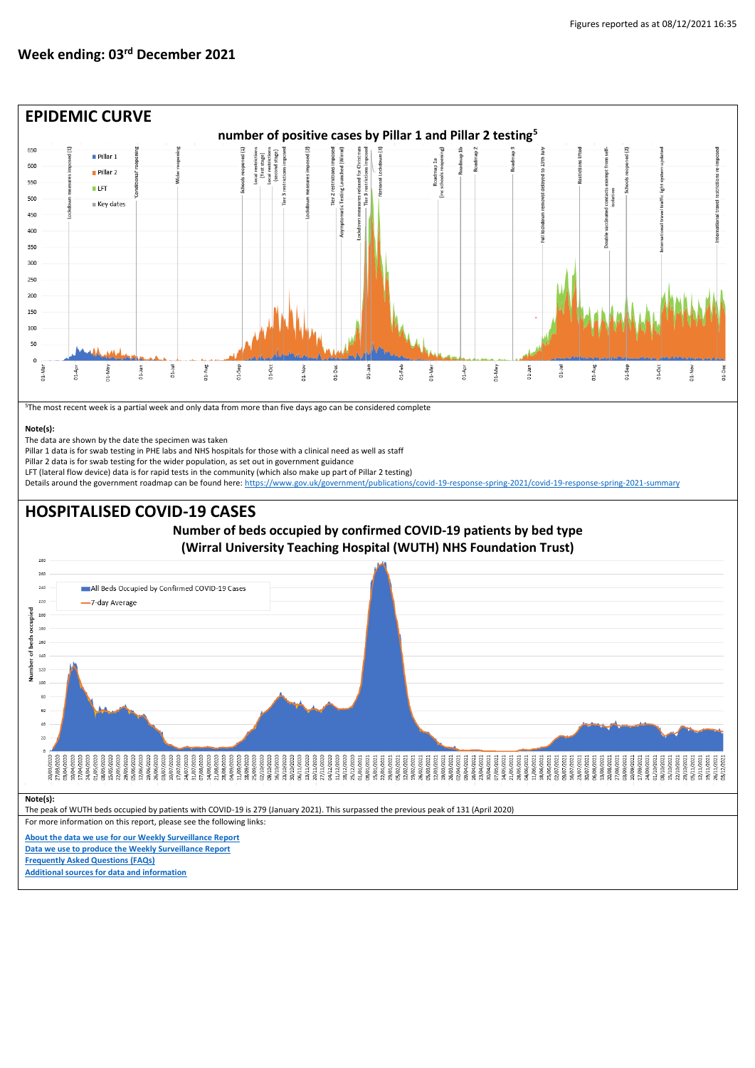Figures reported as at 08/12/2021 16:35

## Week ending: 03rd December 2021

## EPIDEMIC CURVE

### number of positive cases by Pillar 1 and Pillar 2 testing[5]

Pillar 1
Pillar 2
LFT
Key dates

Lockdown measures imposed (1)
'Conditional' reopening
Wider reopening
Schools reopened (1)
Local restrictions (first stage)
Local restrictions (second stage)
Tier 3 restrictions imposed
Lockdown measures imposed (2)
Tier 2 restrictions imposed
Asymptomatic Testing Launched (Wirral)
Lockdown measures relaxed for Christmas
Tier 3 restrictions imposed
National Lockdown (3)
Roadmap 1a (inc schools reopening)
Roadmap 1b
Roadmap 2
Roadmap 3
Full lockdown removal delayed to 19th July
Restrictions lifted
Double vaccinated contacts exempt from self-isolation
Schools reopened (2)
International travel traffic light system updated
International travel restrictions re-imposed

0 50 100 150 200 250 300 350 400 450 500 550 600 650

01-Mar 01-Apr 01-May 01-Jun 01-Jul 01-Aug 01-Sep 01-Oct 01-Nov 01-Dec 01-Jan 01-Feb 01-Mar 01-Apr 01-May 01-Jun 01-Jul 01-Aug 01-Sep 01-Oct 01-Nov 01-Dec

[5]The most recent week is a partial week and only data from more than five days ago can be considered complete

**Note(s):**

The data are shown by the date the specimen was taken

Pillar 1 data is for swab testing in PHE labs and NHS hospitals for those with a clinical need as well as staff

Pillar 2 data is for swab testing for the wider population, as set out in government guidance

LFT (lateral flow device) data is for rapid tests in the community (which also make up part of Pillar 2 testing)

Details around the government roadmap can be found here: [https://www.gov.uk/government/publications/covid-19-response-spring-2021/covid-19-response-spring-2021-summary](https://www.gov.uk/government/publications/covid-19-response-spring-2021/covid-19-response-spring-2021-summary)

## HOSPITALISED COVID-19 CASES

### Number of beds occupied by confirmed COVID-19 patients by bed type (Wirral University Teaching Hospital (WUTH) NHS Foundation Trust)

All Beds Occupied by Confirmed COVID-19 Cases
7-day Average

Number of beds occupied

0 20 40 60 80 100 120 140 160 180 200 220 240 260 280

**Note(s):**

The peak of WUTH beds occupied by patients with COVID-19 is 279 (January 2021). This surpassed the previous peak of 131 (April 2020)

For more information on this report, please see the following links:

**About the data we use for our Weekly Surveillance Report**

**Data we use to produce the Weekly Surveillance Report**

**Frequently Asked Questions (FAQs)**

**Additional sources for data and information**